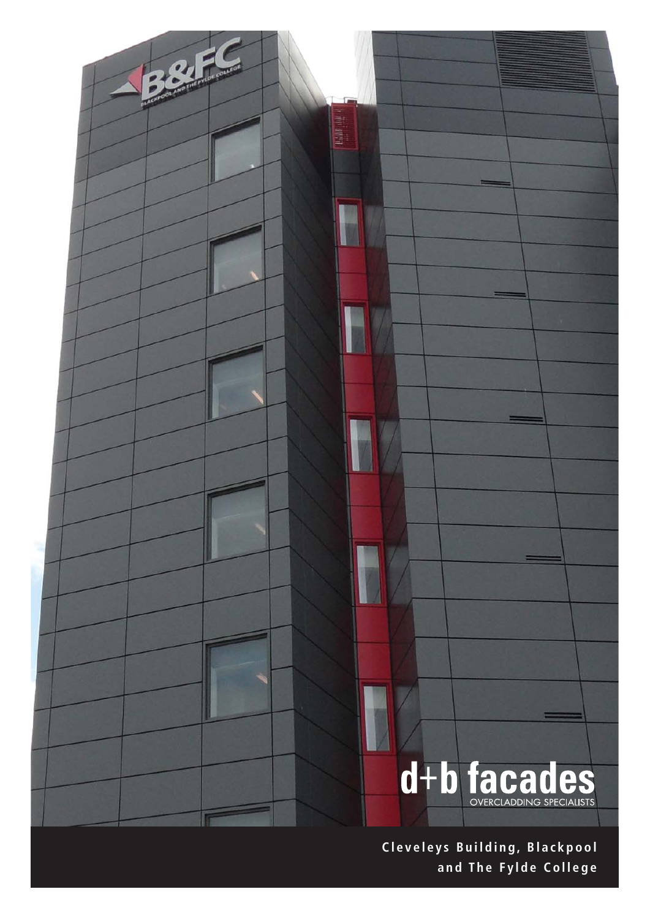# d+b facades

OVERCLADDING SPECIALISTS

**Cleveleys Building, Blackpool and The Fylde College**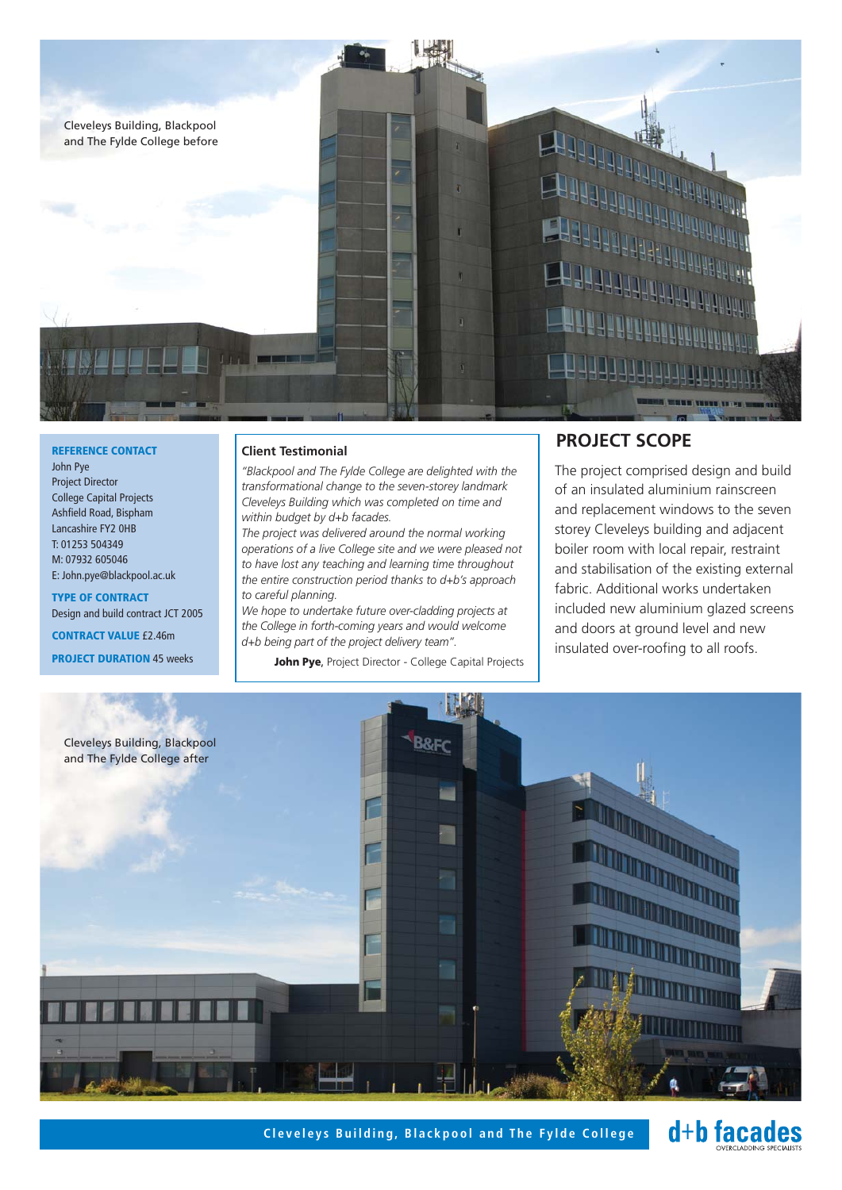Cleveleys Building, Blackpool and The Fylde College before

**REFERENCE CONTACT**
John Pye
Project Director
College Capital Projects
Ashfield Road, Bispham
Lancashire FY2 0HB
T: 01253 504349
M: 07932 605046
E: John.pye@blackpool.ac.uk

**TYPE OF CONTRACT**
Design and build contract JCT 2005

**CONTRACT VALUE** £2.46m

**PROJECT DURATION** 45 weeks

### Client Testimonial

*"Blackpool and The Fylde College are delighted with the transformational change to the seven-storey landmark Cleveleys Building which was completed on time and within budget by d+b facades.*
*The project was delivered around the normal working operations of a live College site and we were pleased not to have lost any teaching and learning time throughout the entire construction period thanks to d+b's approach to careful planning.*
*We hope to undertake future over-cladding projects at the College in forth-coming years and would welcome d+b being part of the project delivery team".*

**John Pye**, Project Director - College Capital Projects

## PROJECT SCOPE

The project comprised design and build of an insulated aluminium rainscreen and replacement windows to the seven storey Cleveleys building and adjacent boiler room with local repair, restraint and stabilisation of the existing external fabric. Additional works undertaken included new aluminium glazed screens and doors at ground level and new insulated over-roofing to all roofs.

Cleveleys Building, Blackpool and The Fylde College after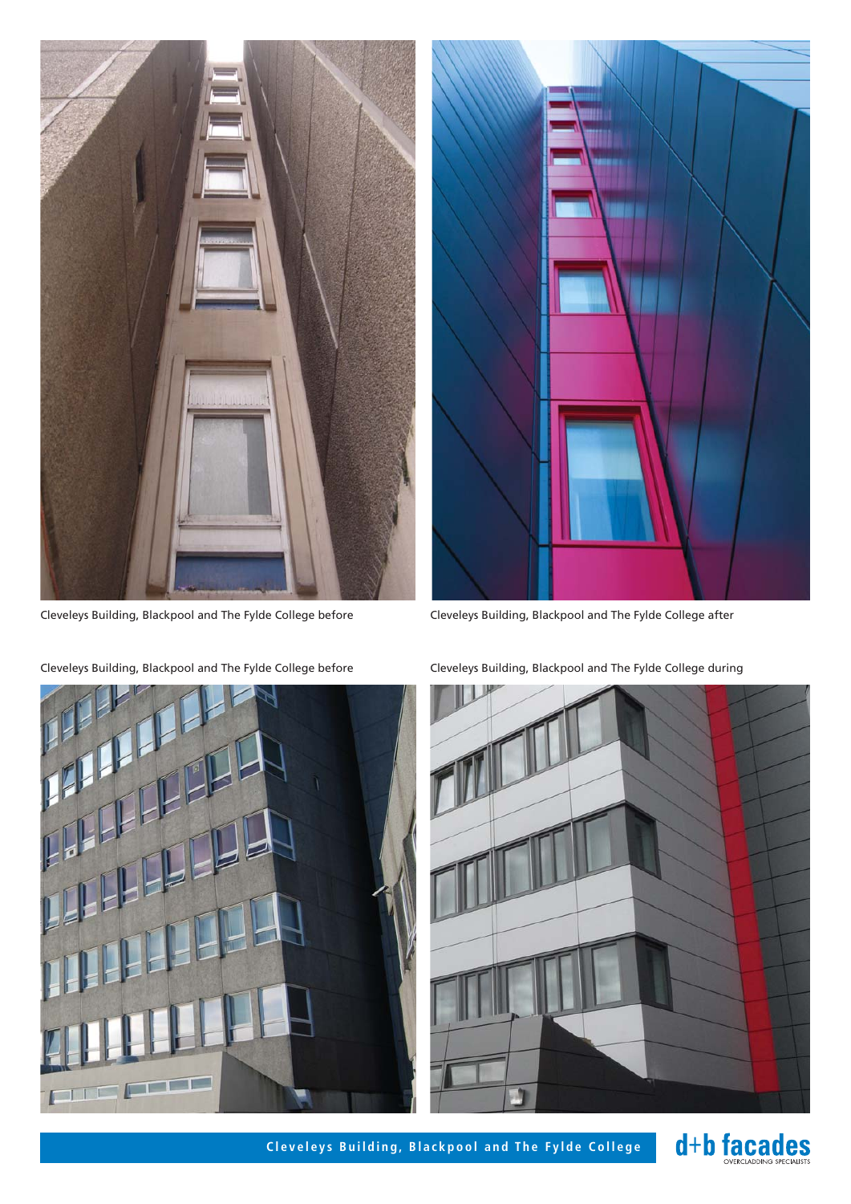Cleveleys Building, Blackpool and The Fylde College before

Cleveleys Building, Blackpool and The Fylde College after

Cleveleys Building, Blackpool and The Fylde College before

Cleveleys Building, Blackpool and The Fylde College during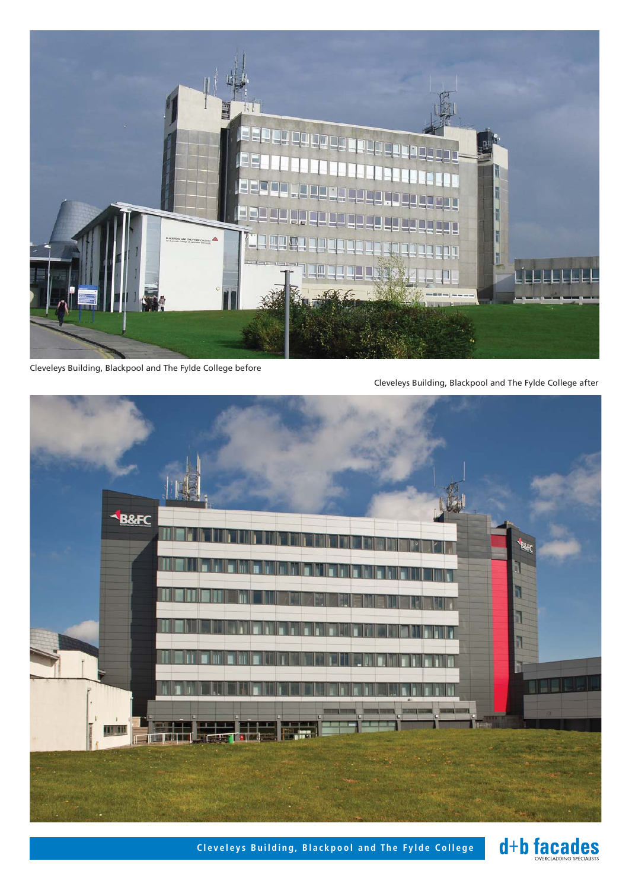Cleveleys Building, Blackpool and The Fylde College before

Cleveleys Building, Blackpool and The Fylde College after